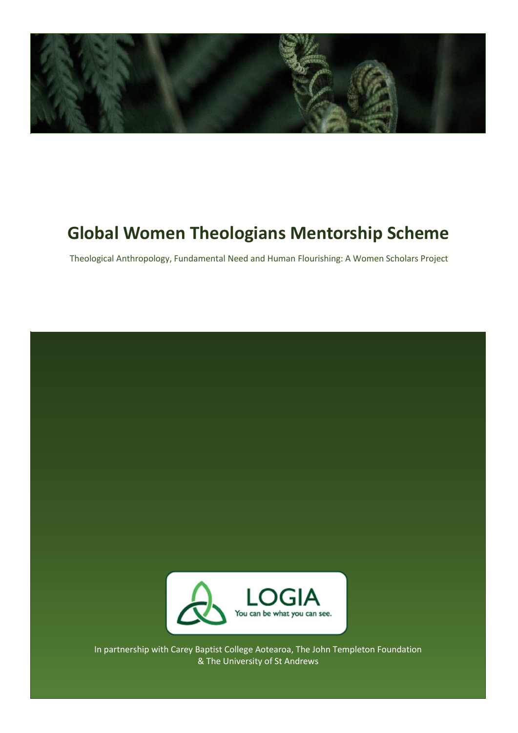# Global Women Theologians Mentorship Scheme

Theological Anthropology, Fundamental Need and Human Flourishing: A Women Scholars Project

LOGIA
You can be what you can see.

In partnership with Carey Baptist College Aotearoa, The John Templeton Foundation & The University of St Andrews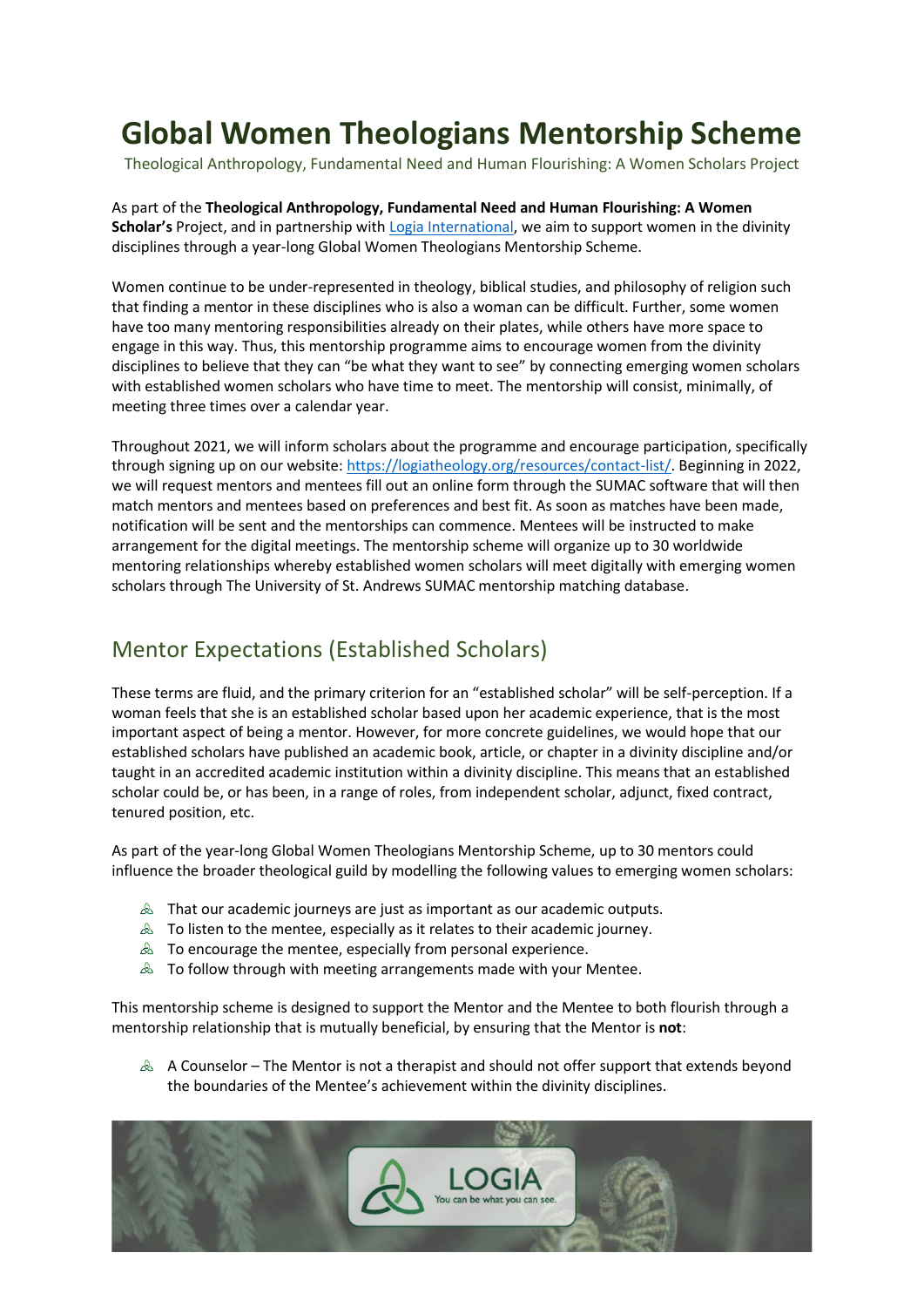# Global Women Theologians Mentorship Scheme

Theological Anthropology, Fundamental Need and Human Flourishing: A Women Scholars Project

As part of the **Theological Anthropology, Fundamental Need and Human Flourishing: A Women Scholar's** Project, and in partnership with [Logia International](https://logiatheology.org), we aim to support women in the divinity disciplines through a year-long Global Women Theologians Mentorship Scheme.

Women continue to be under-represented in theology, biblical studies, and philosophy of religion such that finding a mentor in these disciplines who is also a woman can be difficult. Further, some women have too many mentoring responsibilities already on their plates, while others have more space to engage in this way. Thus, this mentorship programme aims to encourage women from the divinity disciplines to believe that they can "be what they want to see" by connecting emerging women scholars with established women scholars who have time to meet. The mentorship will consist, minimally, of meeting three times over a calendar year.

Throughout 2021, we will inform scholars about the programme and encourage participation, specifically through signing up on our website: https://logiatheology.org/resources/contact-list/. Beginning in 2022, we will request mentors and mentees fill out an online form through the SUMAC software that will then match mentors and mentees based on preferences and best fit. As soon as matches have been made, notification will be sent and the mentorships can commence. Mentees will be instructed to make arrangement for the digital meetings. The mentorship scheme will organize up to 30 worldwide mentoring relationships whereby established women scholars will meet digitally with emerging women scholars through The University of St. Andrews SUMAC mentorship matching database.

## Mentor Expectations (Established Scholars)

These terms are fluid, and the primary criterion for an "established scholar" will be self-perception. If a woman feels that she is an established scholar based upon her academic experience, that is the most important aspect of being a mentor. However, for more concrete guidelines, we would hope that our established scholars have published an academic book, article, or chapter in a divinity discipline and/or taught in an accredited academic institution within a divinity discipline. This means that an established scholar could be, or has been, in a range of roles, from independent scholar, adjunct, fixed contract, tenured position, etc.

As part of the year-long Global Women Theologians Mentorship Scheme, up to 30 mentors could influence the broader theological guild by modelling the following values to emerging women scholars:

- That our academic journeys are just as important as our academic outputs.
- To listen to the mentee, especially as it relates to their academic journey.
- To encourage the mentee, especially from personal experience.
- To follow through with meeting arrangements made with your Mentee.

This mentorship scheme is designed to support the Mentor and the Mentee to both flourish through a mentorship relationship that is mutually beneficial, by ensuring that the Mentor is **not**:

- A Counselor – The Mentor is not a therapist and should not offer support that extends beyond the boundaries of the Mentee's achievement within the divinity disciplines.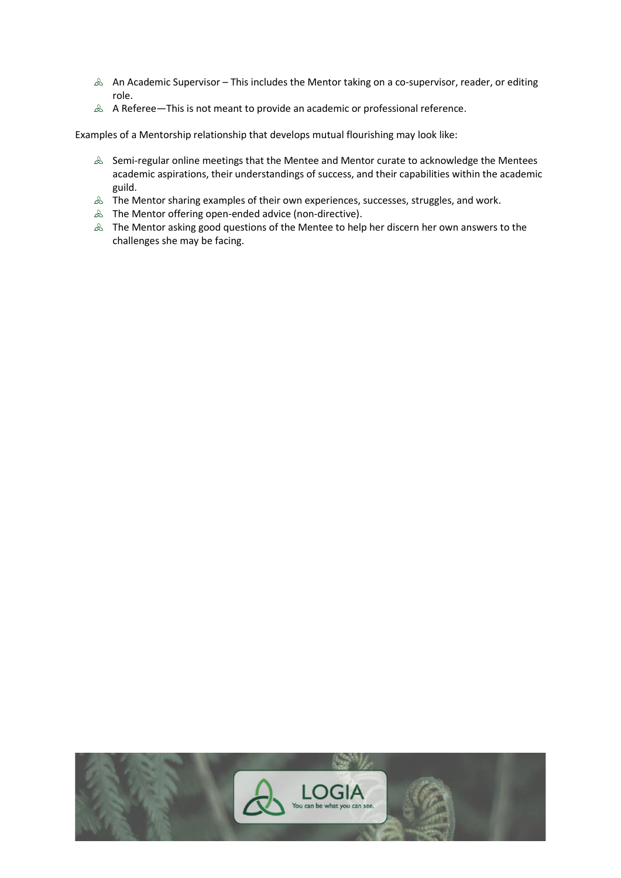- An Academic Supervisor – This includes the Mentor taking on a co-supervisor, reader, or editing role.
- A Referee—This is not meant to provide an academic or professional reference.

Examples of a Mentorship relationship that develops mutual flourishing may look like:

- Semi-regular online meetings that the Mentee and Mentor curate to acknowledge the Mentees academic aspirations, their understandings of success, and their capabilities within the academic guild.
- The Mentor sharing examples of their own experiences, successes, struggles, and work.
- The Mentor offering open-ended advice (non-directive).
- The Mentor asking good questions of the Mentee to help her discern her own answers to the challenges she may be facing.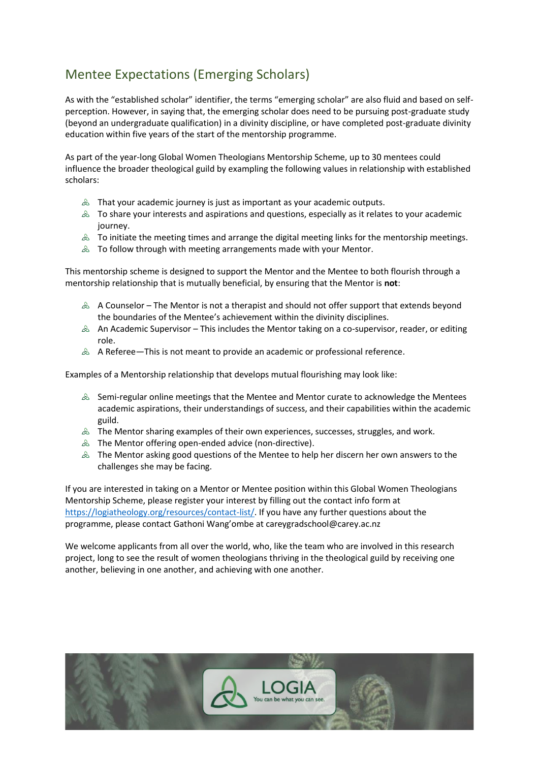## Mentee Expectations (Emerging Scholars)

As with the "established scholar" identifier, the terms "emerging scholar" are also fluid and based on self-perception. However, in saying that, the emerging scholar does need to be pursuing post-graduate study (beyond an undergraduate qualification) in a divinity discipline, or have completed post-graduate divinity education within five years of the start of the mentorship programme.

As part of the year-long Global Women Theologians Mentorship Scheme, up to 30 mentees could influence the broader theological guild by exampling the following values in relationship with established scholars:

- That your academic journey is just as important as your academic outputs.
- To share your interests and aspirations and questions, especially as it relates to your academic journey.
- To initiate the meeting times and arrange the digital meeting links for the mentorship meetings.
- To follow through with meeting arrangements made with your Mentor.

This mentorship scheme is designed to support the Mentor and the Mentee to both flourish through a mentorship relationship that is mutually beneficial, by ensuring that the Mentor is **not**:

- A Counselor – The Mentor is not a therapist and should not offer support that extends beyond the boundaries of the Mentee's achievement within the divinity disciplines.
- An Academic Supervisor – This includes the Mentor taking on a co-supervisor, reader, or editing role.
- A Referee—This is not meant to provide an academic or professional reference.

Examples of a Mentorship relationship that develops mutual flourishing may look like:

- Semi-regular online meetings that the Mentee and Mentor curate to acknowledge the Mentees academic aspirations, their understandings of success, and their capabilities within the academic guild.
- The Mentor sharing examples of their own experiences, successes, struggles, and work.
- The Mentor offering open-ended advice (non-directive).
- The Mentor asking good questions of the Mentee to help her discern her own answers to the challenges she may be facing.

If you are interested in taking on a Mentor or Mentee position within this Global Women Theologians Mentorship Scheme, please register your interest by filling out the contact info form at https://logiatheology.org/resources/contact-list/. If you have any further questions about the programme, please contact Gathoni Wang'ombe at careygradschool@carey.ac.nz

We welcome applicants from all over the world, who, like the team who are involved in this research project, long to see the result of women theologians thriving in the theological guild by receiving one another, believing in one another, and achieving with one another.

LOGIA

You can be what you can see.